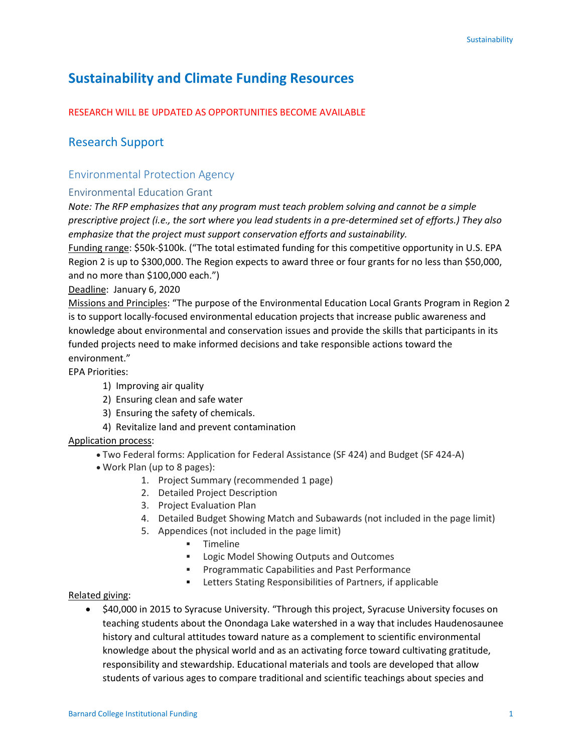# Sustainability and Climate Funding Resources

RESEARCH WILL BE UPDATED AS OPPORTUNITIES BECOME AVAILABLE

## Research Support

### Environmental Protection Agency

#### Environmental Education Grant

*Note: The RFP emphasizes that any program must teach problem solving and cannot be a simple prescriptive project (i.e., the sort where you lead students in a pre-determined set of efforts.) They also emphasize that the project must support conservation efforts and sustainability.*

Funding range: $50k-$100k. ("The total estimated funding for this competitive opportunity in U.S. EPA Region 2 is up to $300,000. The Region expects to award three or four grants for no less than $50,000, and no more than $100,000 each.")

Deadline: January 6, 2020

Missions and Principles: "The purpose of the Environmental Education Local Grants Program in Region 2 is to support locally-focused environmental education projects that increase public awareness and knowledge about environmental and conservation issues and provide the skills that participants in its funded projects need to make informed decisions and take responsible actions toward the environment."

EPA Priorities:

1) Improving air quality
2) Ensuring clean and safe water
3) Ensuring the safety of chemicals.
4) Revitalize land and prevent contamination

Application process:

- Two Federal forms: Application for Federal Assistance (SF 424) and Budget (SF 424-A)
- Work Plan (up to 8 pages):
    1. Project Summary (recommended 1 page)
    2. Detailed Project Description
    3. Project Evaluation Plan
    4. Detailed Budget Showing Match and Subawards (not included in the page limit)
    5. Appendices (not included in the page limit)
        - Timeline
        - Logic Model Showing Outputs and Outcomes
        - Programmatic Capabilities and Past Performance
        - Letters Stating Responsibilities of Partners, if applicable

Related giving:

- $40,000 in 2015 to Syracuse University. "Through this project, Syracuse University focuses on teaching students about the Onondaga Lake watershed in a way that includes Haudenosaunee history and cultural attitudes toward nature as a complement to scientific environmental knowledge about the physical world and as an activating force toward cultivating gratitude, responsibility and stewardship. Educational materials and tools are developed that allow students of various ages to compare traditional and scientific teachings about species and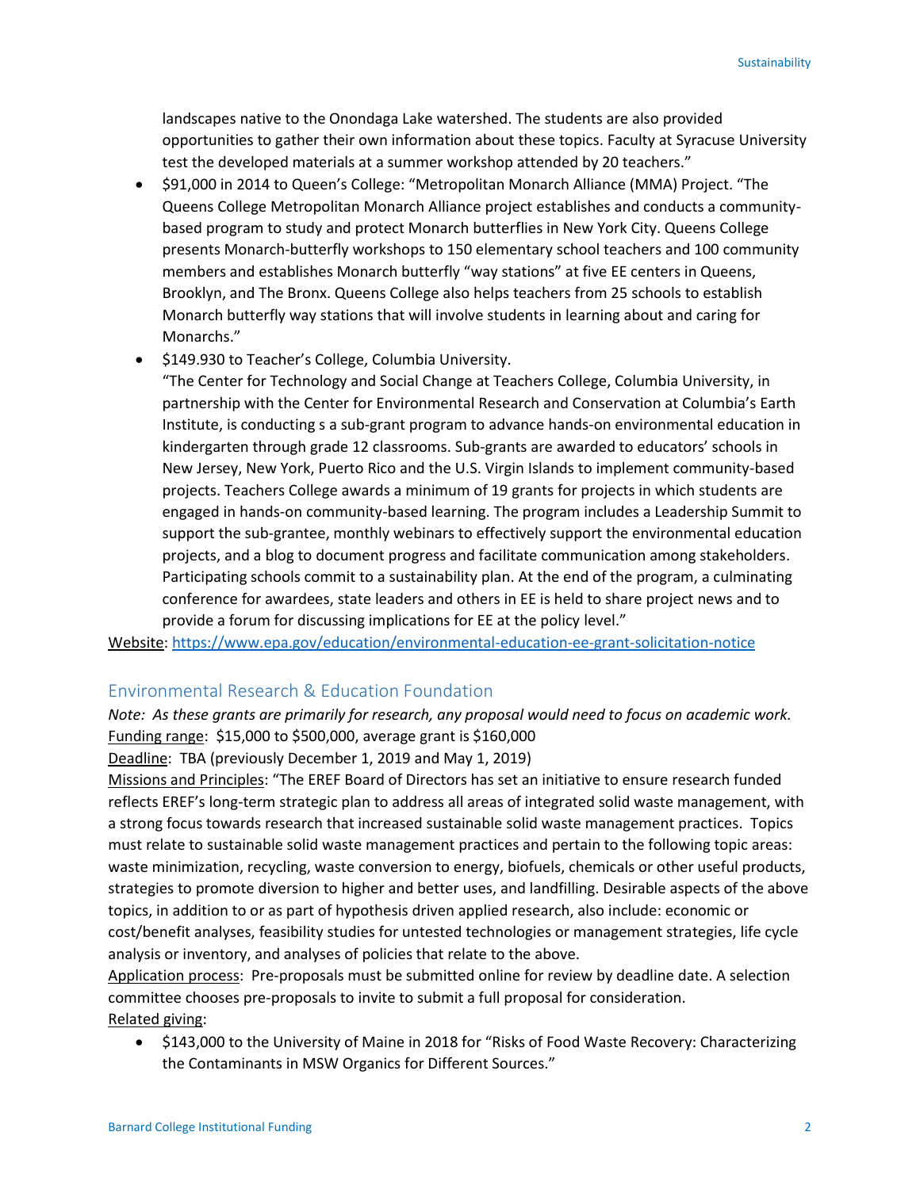landscapes native to the Onondaga Lake watershed. The students are also provided opportunities to gather their own information about these topics. Faculty at Syracuse University test the developed materials at a summer workshop attended by 20 teachers."

- $91,000 in 2014 to Queen's College: "Metropolitan Monarch Alliance (MMA) Project. "The Queens College Metropolitan Monarch Alliance project establishes and conducts a community-based program to study and protect Monarch butterflies in New York City. Queens College presents Monarch-butterfly workshops to 150 elementary school teachers and 100 community members and establishes Monarch butterfly "way stations" at five EE centers in Queens, Brooklyn, and The Bronx. Queens College also helps teachers from 25 schools to establish Monarch butterfly way stations that will involve students in learning about and caring for Monarchs."
- $149.930 to Teacher's College, Columbia University.
  "The Center for Technology and Social Change at Teachers College, Columbia University, in partnership with the Center for Environmental Research and Conservation at Columbia's Earth Institute, is conducting s a sub-grant program to advance hands-on environmental education in kindergarten through grade 12 classrooms. Sub-grants are awarded to educators' schools in New Jersey, New York, Puerto Rico and the U.S. Virgin Islands to implement community-based projects. Teachers College awards a minimum of 19 grants for projects in which students are engaged in hands-on community-based learning. The program includes a Leadership Summit to support the sub-grantee, monthly webinars to effectively support the environmental education projects, and a blog to document progress and facilitate communication among stakeholders. Participating schools commit to a sustainability plan. At the end of the program, a culminating conference for awardees, state leaders and others in EE is held to share project news and to provide a forum for discussing implications for EE at the policy level."

Website: https://www.epa.gov/education/environmental-education-ee-grant-solicitation-notice

## Environmental Research & Education Foundation

*Note: As these grants are primarily for research, any proposal would need to focus on academic work.*

Funding range: $15,000 to $500,000, average grant is $160,000

Deadline: TBA (previously December 1, 2019 and May 1, 2019)

Missions and Principles: "The EREF Board of Directors has set an initiative to ensure research funded reflects EREF's long-term strategic plan to address all areas of integrated solid waste management, with a strong focus towards research that increased sustainable solid waste management practices. Topics must relate to sustainable solid waste management practices and pertain to the following topic areas: waste minimization, recycling, waste conversion to energy, biofuels, chemicals or other useful products, strategies to promote diversion to higher and better uses, and landfilling. Desirable aspects of the above topics, in addition to or as part of hypothesis driven applied research, also include: economic or cost/benefit analyses, feasibility studies for untested technologies or management strategies, life cycle analysis or inventory, and analyses of policies that relate to the above.

Application process: Pre-proposals must be submitted online for review by deadline date. A selection committee chooses pre-proposals to invite to submit a full proposal for consideration.

Related giving:

- $143,000 to the University of Maine in 2018 for "Risks of Food Waste Recovery: Characterizing the Contaminants in MSW Organics for Different Sources."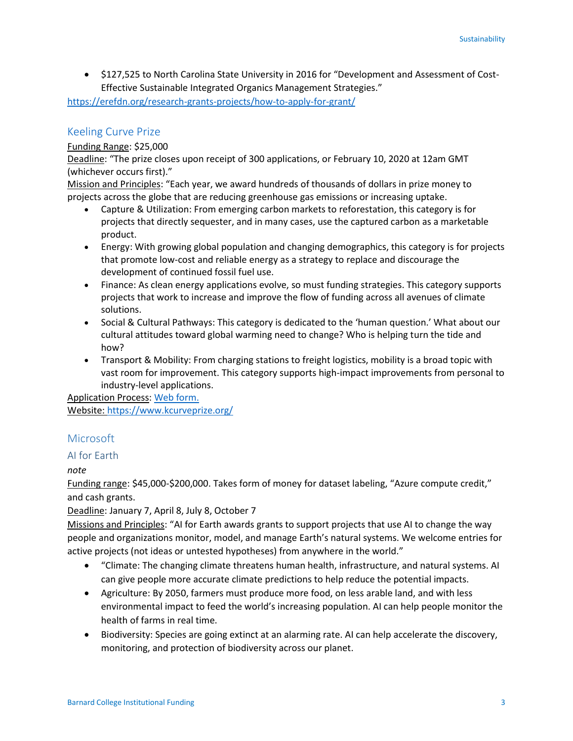- $127,525 to North Carolina State University in 2016 for "Development and Assessment of Cost-Effective Sustainable Integrated Organics Management Strategies."

https://erefdn.org/research-grants-projects/how-to-apply-for-grant/

## Keeling Curve Prize

Funding Range: $25,000

Deadline: "The prize closes upon receipt of 300 applications, or February 10, 2020 at 12am GMT (whichever occurs first)."

Mission and Principles: "Each year, we award hundreds of thousands of dollars in prize money to projects across the globe that are reducing greenhouse gas emissions or increasing uptake.

- Capture & Utilization: From emerging carbon markets to reforestation, this category is for projects that directly sequester, and in many cases, use the captured carbon as a marketable product.
- Energy: With growing global population and changing demographics, this category is for projects that promote low-cost and reliable energy as a strategy to replace and discourage the development of continued fossil fuel use.
- Finance: As clean energy applications evolve, so must funding strategies. This category supports projects that work to increase and improve the flow of funding across all avenues of climate solutions.
- Social & Cultural Pathways: This category is dedicated to the 'human question.' What about our cultural attitudes toward global warming need to change? Who is helping turn the tide and how?
- Transport & Mobility: From charging stations to freight logistics, mobility is a broad topic with vast room for improvement. This category supports high-impact improvements from personal to industry-level applications.

Application Process: Web form.

Website: https://www.kcurveprize.org/

## Microsoft

### AI for Earth

*note*

Funding range: $45,000-$200,000. Takes form of money for dataset labeling, "Azure compute credit," and cash grants.

Deadline: January 7, April 8, July 8, October 7

Missions and Principles: "AI for Earth awards grants to support projects that use AI to change the way people and organizations monitor, model, and manage Earth's natural systems. We welcome entries for active projects (not ideas or untested hypotheses) from anywhere in the world."

- "Climate: The changing climate threatens human health, infrastructure, and natural systems. AI can give people more accurate climate predictions to help reduce the potential impacts.
- Agriculture: By 2050, farmers must produce more food, on less arable land, and with less environmental impact to feed the world's increasing population. AI can help people monitor the health of farms in real time.
- Biodiversity: Species are going extinct at an alarming rate. AI can help accelerate the discovery, monitoring, and protection of biodiversity across our planet.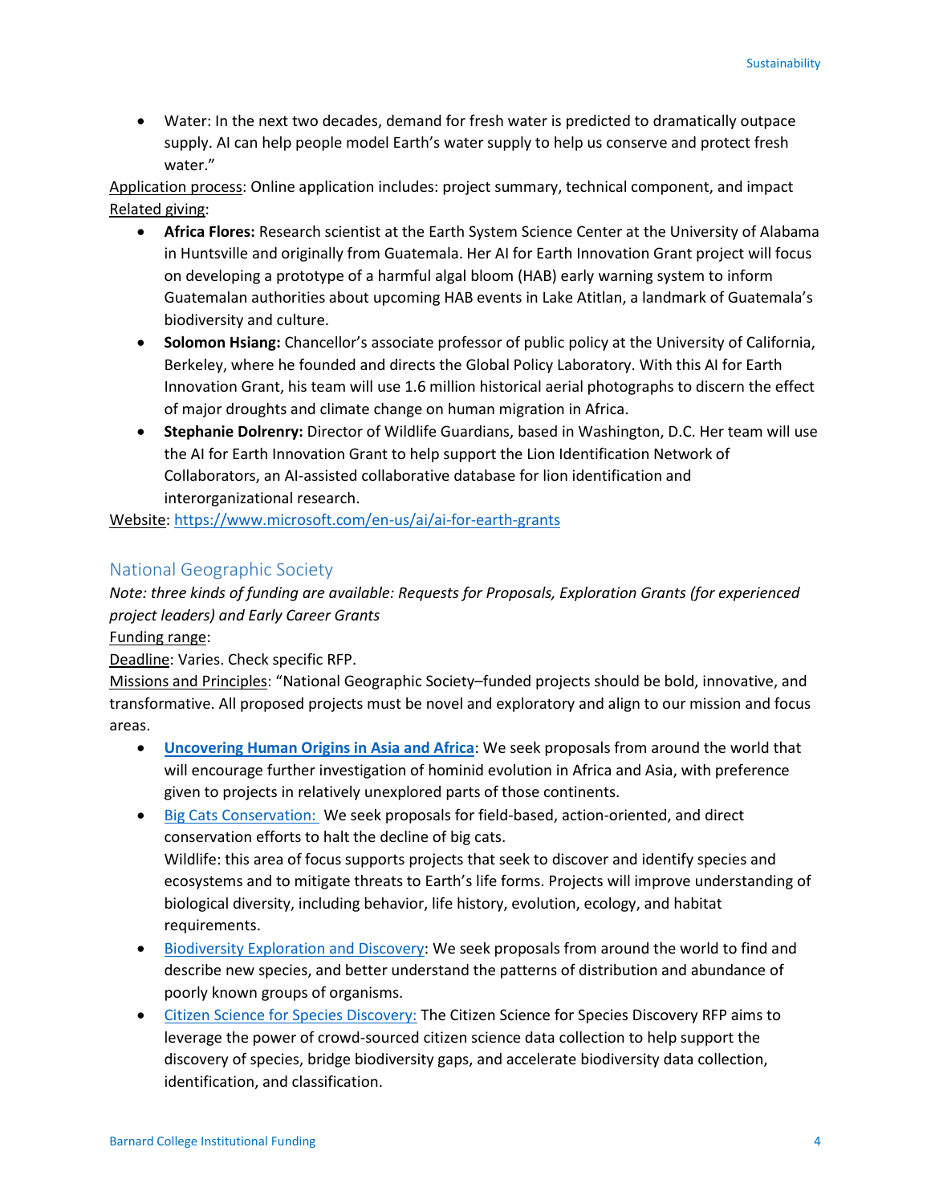- Water: In the next two decades, demand for fresh water is predicted to dramatically outpace supply. AI can help people model Earth's water supply to help us conserve and protect fresh water."

Application process: Online application includes: project summary, technical component, and impact

Related giving:

- **Africa Flores:** Research scientist at the Earth System Science Center at the University of Alabama in Huntsville and originally from Guatemala. Her AI for Earth Innovation Grant project will focus on developing a prototype of a harmful algal bloom (HAB) early warning system to inform Guatemalan authorities about upcoming HAB events in Lake Atitlan, a landmark of Guatemala's biodiversity and culture.
- **Solomon Hsiang:** Chancellor's associate professor of public policy at the University of California, Berkeley, where he founded and directs the Global Policy Laboratory. With this AI for Earth Innovation Grant, his team will use 1.6 million historical aerial photographs to discern the effect of major droughts and climate change on human migration in Africa.
- **Stephanie Dolrenry:** Director of Wildlife Guardians, based in Washington, D.C. Her team will use the AI for Earth Innovation Grant to help support the Lion Identification Network of Collaborators, an AI-assisted collaborative database for lion identification and interorganizational research.

Website: https://www.microsoft.com/en-us/ai/ai-for-earth-grants

## National Geographic Society

*Note: three kinds of funding are available: Requests for Proposals, Exploration Grants (for experienced project leaders) and Early Career Grants*

Funding range:

Deadline: Varies. Check specific RFP.

Missions and Principles: "National Geographic Society–funded projects should be bold, innovative, and transformative. All proposed projects must be novel and exploratory and align to our mission and focus areas.

- **Uncovering Human Origins in Asia and Africa**: We seek proposals from around the world that will encourage further investigation of hominid evolution in Africa and Asia, with preference given to projects in relatively unexplored parts of those continents.
- Big Cats Conservation: We seek proposals for field-based, action-oriented, and direct conservation efforts to halt the decline of big cats.
  Wildlife: this area of focus supports projects that seek to discover and identify species and ecosystems and to mitigate threats to Earth's life forms. Projects will improve understanding of biological diversity, including behavior, life history, evolution, ecology, and habitat requirements.
- Biodiversity Exploration and Discovery: We seek proposals from around the world to find and describe new species, and better understand the patterns of distribution and abundance of poorly known groups of organisms.
- Citizen Science for Species Discovery: The Citizen Science for Species Discovery RFP aims to leverage the power of crowd-sourced citizen science data collection to help support the discovery of species, bridge biodiversity gaps, and accelerate biodiversity data collection, identification, and classification.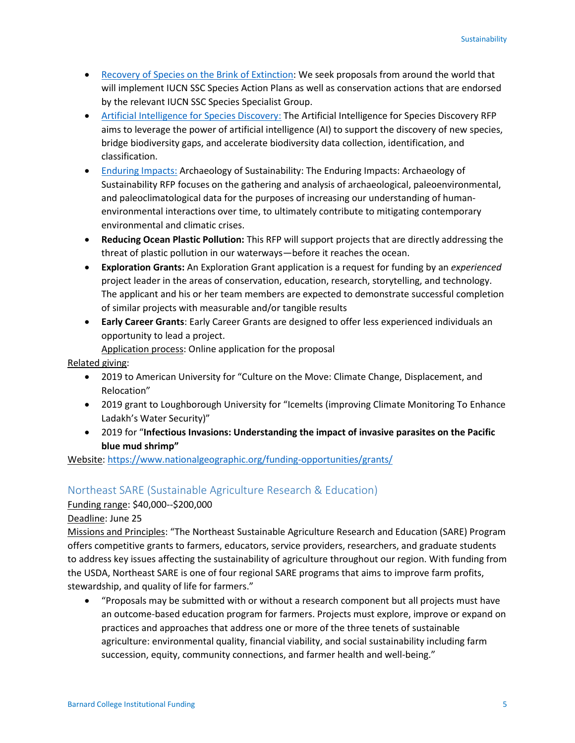- Recovery of Species on the Brink of Extinction: We seek proposals from around the world that will implement IUCN SSC Species Action Plans as well as conservation actions that are endorsed by the relevant IUCN SSC Species Specialist Group.
- Artificial Intelligence for Species Discovery: The Artificial Intelligence for Species Discovery RFP aims to leverage the power of artificial intelligence (AI) to support the discovery of new species, bridge biodiversity gaps, and accelerate biodiversity data collection, identification, and classification.
- Enduring Impacts: Archaeology of Sustainability: The Enduring Impacts: Archaeology of Sustainability RFP focuses on the gathering and analysis of archaeological, paleoenvironmental, and paleoclimatological data for the purposes of increasing our understanding of human-environmental interactions over time, to ultimately contribute to mitigating contemporary environmental and climatic crises.
- **Reducing Ocean Plastic Pollution:** This RFP will support projects that are directly addressing the threat of plastic pollution in our waterways—before it reaches the ocean.
- **Exploration Grants:** An Exploration Grant application is a request for funding by an *experienced* project leader in the areas of conservation, education, research, storytelling, and technology. The applicant and his or her team members are expected to demonstrate successful completion of similar projects with measurable and/or tangible results
- **Early Career Grants**: Early Career Grants are designed to offer less experienced individuals an opportunity to lead a project.

  Application process: Online application for the proposal

Related giving:

- 2019 to American University for "Culture on the Move: Climate Change, Displacement, and Relocation"
- 2019 grant to Loughborough University for "Icemelts (improving Climate Monitoring To Enhance Ladakh's Water Security)"
- 2019 for "**Infectious Invasions: Understanding the impact of invasive parasites on the Pacific blue mud shrimp"**

Website: https://www.nationalgeographic.org/funding-opportunities/grants/

## Northeast SARE (Sustainable Agriculture Research & Education)

Funding range: $40,000--$200,000

Deadline: June 25

Missions and Principles: "The Northeast Sustainable Agriculture Research and Education (SARE) Program offers competitive grants to farmers, educators, service providers, researchers, and graduate students to address key issues affecting the sustainability of agriculture throughout our region. With funding from the USDA, Northeast SARE is one of four regional SARE programs that aims to improve farm profits, stewardship, and quality of life for farmers."

- "Proposals may be submitted with or without a research component but all projects must have an outcome-based education program for farmers. Projects must explore, improve or expand on practices and approaches that address one or more of the three tenets of sustainable agriculture: environmental quality, financial viability, and social sustainability including farm succession, equity, community connections, and farmer health and well-being."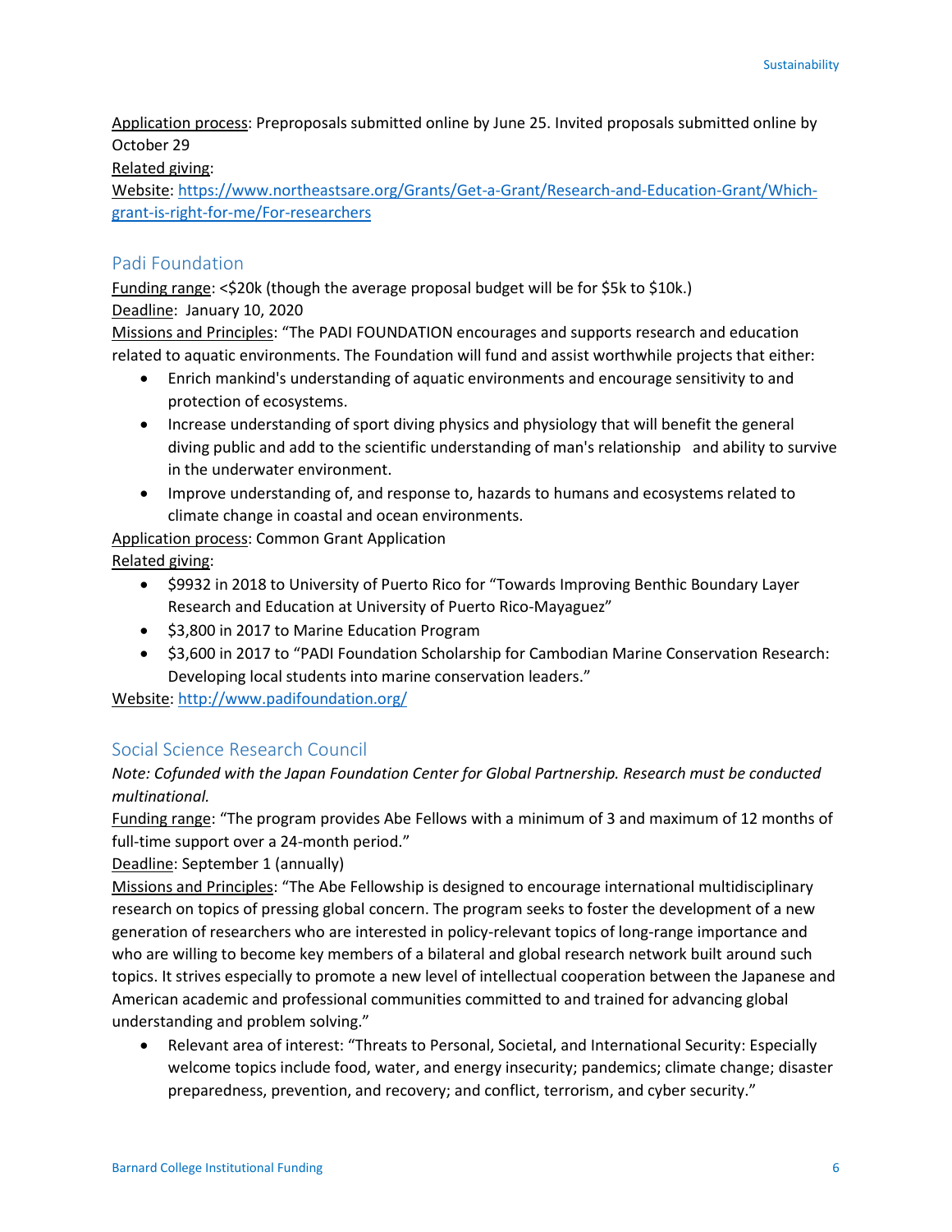Application process: Preproposals submitted online by June 25. Invited proposals submitted online by October 29

Related giving:

Website: [https://www.northeastsare.org/Grants/Get-a-Grant/Research-and-Education-Grant/Which-grant-is-right-for-me/For-researchers](https://www.northeastsare.org/Grants/Get-a-Grant/Research-and-Education-Grant/Which-grant-is-right-for-me/For-researchers)

## Padi Foundation

Funding range: <$20k (though the average proposal budget will be for $5k to $10k.)

Deadline: January 10, 2020

Missions and Principles: "The PADI FOUNDATION encourages and supports research and education related to aquatic environments. The Foundation will fund and assist worthwhile projects that either:

- Enrich mankind's understanding of aquatic environments and encourage sensitivity to and protection of ecosystems.
- Increase understanding of sport diving physics and physiology that will benefit the general diving public and add to the scientific understanding of man's relationship and ability to survive in the underwater environment.
- Improve understanding of, and response to, hazards to humans and ecosystems related to climate change in coastal and ocean environments.

Application process: Common Grant Application

Related giving:

- $9932 in 2018 to University of Puerto Rico for "Towards Improving Benthic Boundary Layer Research and Education at University of Puerto Rico-Mayaguez"
- $3,800 in 2017 to Marine Education Program
- $3,600 in 2017 to "PADI Foundation Scholarship for Cambodian Marine Conservation Research: Developing local students into marine conservation leaders."

Website: [http://www.padifoundation.org/](http://www.padifoundation.org/)

## Social Science Research Council

*Note: Cofunded with the Japan Foundation Center for Global Partnership. Research must be conducted multinational.*

Funding range: "The program provides Abe Fellows with a minimum of 3 and maximum of 12 months of full-time support over a 24-month period."

Deadline: September 1 (annually)

Missions and Principles: "The Abe Fellowship is designed to encourage international multidisciplinary research on topics of pressing global concern. The program seeks to foster the development of a new generation of researchers who are interested in policy-relevant topics of long-range importance and who are willing to become key members of a bilateral and global research network built around such topics. It strives especially to promote a new level of intellectual cooperation between the Japanese and American academic and professional communities committed to and trained for advancing global understanding and problem solving."

- Relevant area of interest: "Threats to Personal, Societal, and International Security: Especially welcome topics include food, water, and energy insecurity; pandemics; climate change; disaster preparedness, prevention, and recovery; and conflict, terrorism, and cyber security."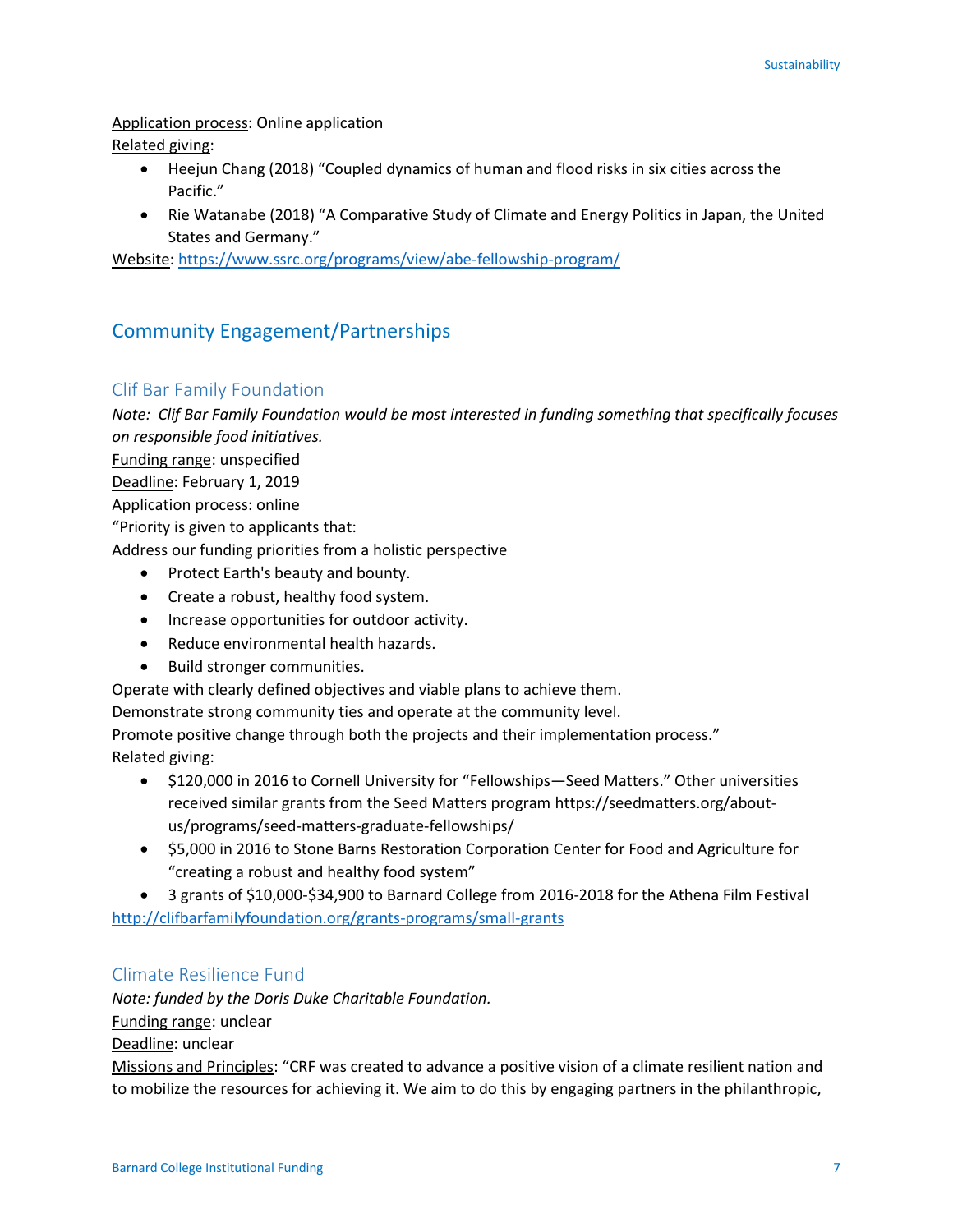Application process: Online application

Related giving:

- Heejun Chang (2018) "Coupled dynamics of human and flood risks in six cities across the Pacific."
- Rie Watanabe (2018) "A Comparative Study of Climate and Energy Politics in Japan, the United States and Germany."

Website: [https://www.ssrc.org/programs/view/abe-fellowship-program/](https://www.ssrc.org/programs/view/abe-fellowship-program/)

## Community Engagement/Partnerships

### Clif Bar Family Foundation

*Note: Clif Bar Family Foundation would be most interested in funding something that specifically focuses on responsible food initiatives.*

Funding range: unspecified

Deadline: February 1, 2019

Application process: online

"Priority is given to applicants that:

Address our funding priorities from a holistic perspective

- Protect Earth's beauty and bounty.
- Create a robust, healthy food system.
- Increase opportunities for outdoor activity.
- Reduce environmental health hazards.
- Build stronger communities.

Operate with clearly defined objectives and viable plans to achieve them.

Demonstrate strong community ties and operate at the community level.

Promote positive change through both the projects and their implementation process."

Related giving:

- $120,000 in 2016 to Cornell University for "Fellowships—Seed Matters." Other universities received similar grants from the Seed Matters program https://seedmatters.org/about-us/programs/seed-matters-graduate-fellowships/
- $5,000 in 2016 to Stone Barns Restoration Corporation Center for Food and Agriculture for "creating a robust and healthy food system"
- 3 grants of $10,000-$34,900 to Barnard College from 2016-2018 for the Athena Film Festival

[http://clifbarfamilyfoundation.org/grants-programs/small-grants](http://clifbarfamilyfoundation.org/grants-programs/small-grants)

### Climate Resilience Fund

*Note: funded by the Doris Duke Charitable Foundation.*

Funding range: unclear

Deadline: unclear

Missions and Principles: "CRF was created to advance a positive vision of a climate resilient nation and to mobilize the resources for achieving it. We aim to do this by engaging partners in the philanthropic,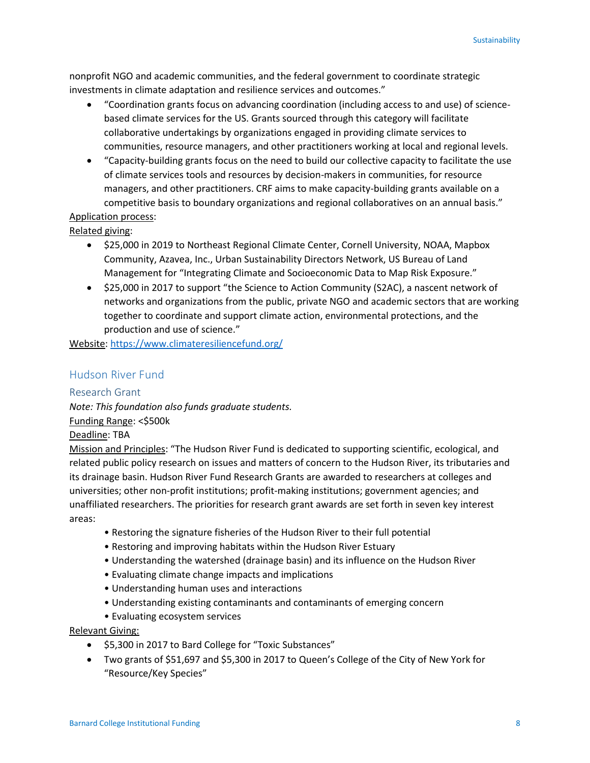nonprofit NGO and academic communities, and the federal government to coordinate strategic investments in climate adaptation and resilience services and outcomes."

- "Coordination grants focus on advancing coordination (including access to and use) of science-based climate services for the US. Grants sourced through this category will facilitate collaborative undertakings by organizations engaged in providing climate services to communities, resource managers, and other practitioners working at local and regional levels.
- "Capacity-building grants focus on the need to build our collective capacity to facilitate the use of climate services tools and resources by decision-makers in communities, for resource managers, and other practitioners. CRF aims to make capacity-building grants available on a competitive basis to boundary organizations and regional collaboratives on an annual basis."

Application process:

Related giving:

- $25,000 in 2019 to Northeast Regional Climate Center, Cornell University, NOAA, Mapbox Community, Azavea, Inc., Urban Sustainability Directors Network, US Bureau of Land Management for "Integrating Climate and Socioeconomic Data to Map Risk Exposure."
- $25,000 in 2017 to support "the Science to Action Community (S2AC), a nascent network of networks and organizations from the public, private NGO and academic sectors that are working together to coordinate and support climate action, environmental protections, and the production and use of science."

Website: https://www.climateresiliencefund.org/

## Hudson River Fund

### Research Grant

*Note: This foundation also funds graduate students.*

Funding Range: <$500k

Deadline: TBA

Mission and Principles: "The Hudson River Fund is dedicated to supporting scientific, ecological, and related public policy research on issues and matters of concern to the Hudson River, its tributaries and its drainage basin. Hudson River Fund Research Grants are awarded to researchers at colleges and universities; other non-profit institutions; profit-making institutions; government agencies; and unaffiliated researchers. The priorities for research grant awards are set forth in seven key interest areas:

- Restoring the signature fisheries of the Hudson River to their full potential
- Restoring and improving habitats within the Hudson River Estuary
- Understanding the watershed (drainage basin) and its influence on the Hudson River
- Evaluating climate change impacts and implications
- Understanding human uses and interactions
- Understanding existing contaminants and contaminants of emerging concern
- Evaluating ecosystem services

Relevant Giving:

- $5,300 in 2017 to Bard College for "Toxic Substances"
- Two grants of $51,697 and $5,300 in 2017 to Queen's College of the City of New York for "Resource/Key Species"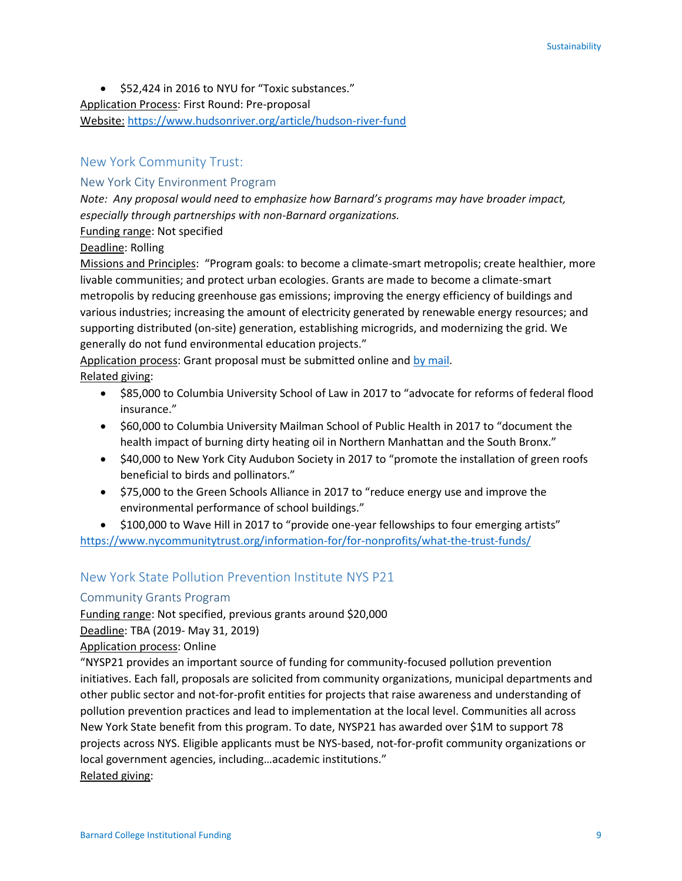- $52,424 in 2016 to NYU for "Toxic substances."

Application Process: First Round: Pre-proposal
Website: https://www.hudsonriver.org/article/hudson-river-fund

## New York Community Trust:

### New York City Environment Program

*Note: Any proposal would need to emphasize how Barnard's programs may have broader impact, especially through partnerships with non-Barnard organizations.*

Funding range: Not specified

Deadline: Rolling

Missions and Principles: "Program goals: to become a climate-smart metropolis; create healthier, more livable communities; and protect urban ecologies. Grants are made to become a climate-smart metropolis by reducing greenhouse gas emissions; improving the energy efficiency of buildings and various industries; increasing the amount of electricity generated by renewable energy resources; and supporting distributed (on-site) generation, establishing microgrids, and modernizing the grid. We generally do not fund environmental education projects."

Application process: Grant proposal must be submitted online and by mail.

Related giving:

- $85,000 to Columbia University School of Law in 2017 to "advocate for reforms of federal flood insurance."
- $60,000 to Columbia University Mailman School of Public Health in 2017 to "document the health impact of burning dirty heating oil in Northern Manhattan and the South Bronx."
- $40,000 to New York City Audubon Society in 2017 to "promote the installation of green roofs beneficial to birds and pollinators."
- $75,000 to the Green Schools Alliance in 2017 to "reduce energy use and improve the environmental performance of school buildings."
- $100,000 to Wave Hill in 2017 to "provide one-year fellowships to four emerging artists"

https://www.nycommunitytrust.org/information-for/for-nonprofits/what-the-trust-funds/

## New York State Pollution Prevention Institute NYS P21

### Community Grants Program

Funding range: Not specified, previous grants around $20,000

Deadline: TBA (2019- May 31, 2019)

Application process: Online

"NYSP21 provides an important source of funding for community-focused pollution prevention initiatives. Each fall, proposals are solicited from community organizations, municipal departments and other public sector and not-for-profit entities for projects that raise awareness and understanding of pollution prevention practices and lead to implementation at the local level. Communities all across New York State benefit from this program. To date, NYSP21 has awarded over $1M to support 78 projects across NYS. Eligible applicants must be NYS-based, not-for-profit community organizations or local government agencies, including…academic institutions."

Related giving: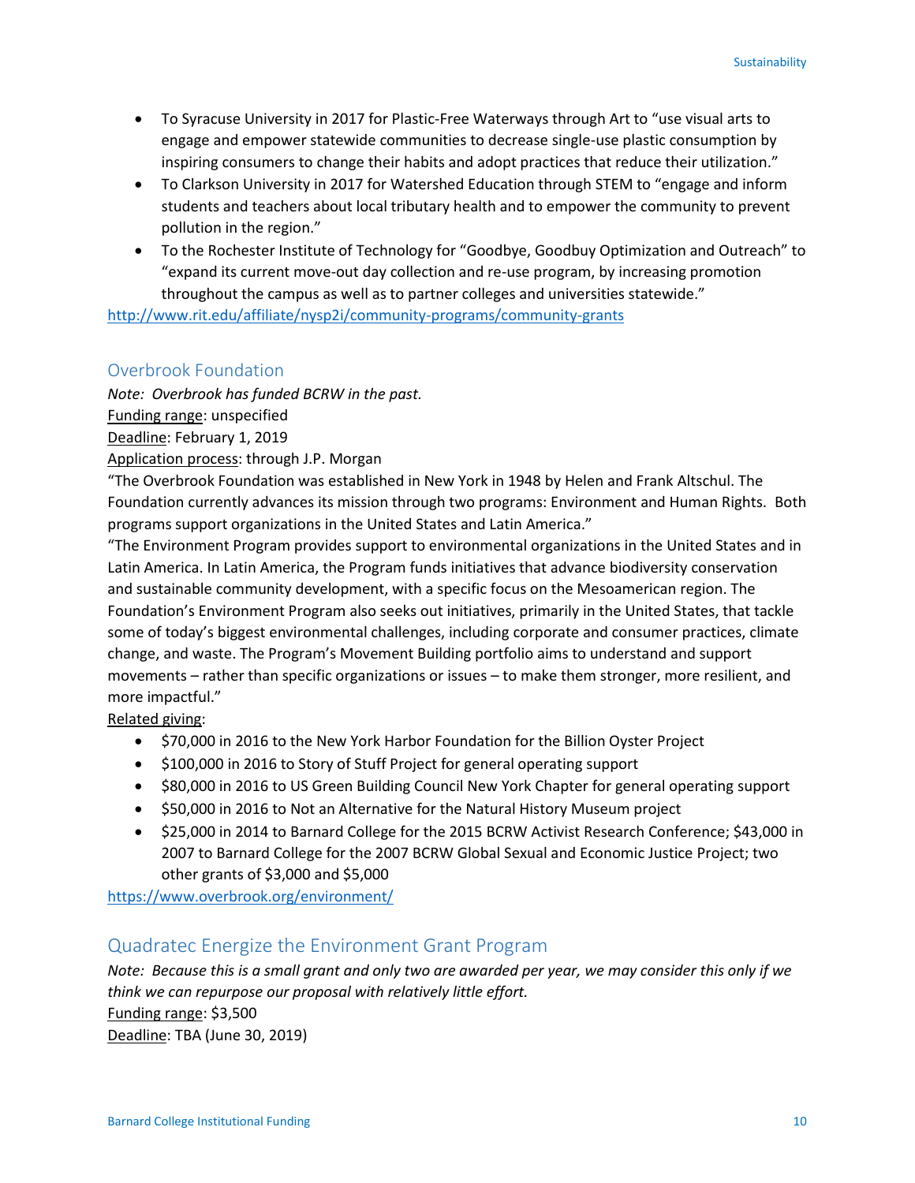- To Syracuse University in 2017 for Plastic-Free Waterways through Art to "use visual arts to engage and empower statewide communities to decrease single-use plastic consumption by inspiring consumers to change their habits and adopt practices that reduce their utilization."
- To Clarkson University in 2017 for Watershed Education through STEM to "engage and inform students and teachers about local tributary health and to empower the community to prevent pollution in the region."
- To the Rochester Institute of Technology for "Goodbye, Goodbuy Optimization and Outreach" to "expand its current move-out day collection and re-use program, by increasing promotion throughout the campus as well as to partner colleges and universities statewide."

http://www.rit.edu/affiliate/nysp2i/community-programs/community-grants

## Overbrook Foundation

*Note: Overbrook has funded BCRW in the past.*

Funding range: unspecified

Deadline: February 1, 2019

Application process: through J.P. Morgan

"The Overbrook Foundation was established in New York in 1948 by Helen and Frank Altschul. The Foundation currently advances its mission through two programs: Environment and Human Rights. Both programs support organizations in the United States and Latin America."

"The Environment Program provides support to environmental organizations in the United States and in Latin America. In Latin America, the Program funds initiatives that advance biodiversity conservation and sustainable community development, with a specific focus on the Mesoamerican region. The Foundation's Environment Program also seeks out initiatives, primarily in the United States, that tackle some of today's biggest environmental challenges, including corporate and consumer practices, climate change, and waste. The Program's Movement Building portfolio aims to understand and support movements – rather than specific organizations or issues – to make them stronger, more resilient, and more impactful."

Related giving:

- $70,000 in 2016 to the New York Harbor Foundation for the Billion Oyster Project
- $100,000 in 2016 to Story of Stuff Project for general operating support
- $80,000 in 2016 to US Green Building Council New York Chapter for general operating support
- $50,000 in 2016 to Not an Alternative for the Natural History Museum project
- $25,000 in 2014 to Barnard College for the 2015 BCRW Activist Research Conference; $43,000 in 2007 to Barnard College for the 2007 BCRW Global Sexual and Economic Justice Project; two other grants of $3,000 and $5,000

https://www.overbrook.org/environment/

## Quadratec Energize the Environment Grant Program

*Note: Because this is a small grant and only two are awarded per year, we may consider this only if we think we can repurpose our proposal with relatively little effort.*

Funding range: $3,500

Deadline: TBA (June 30, 2019)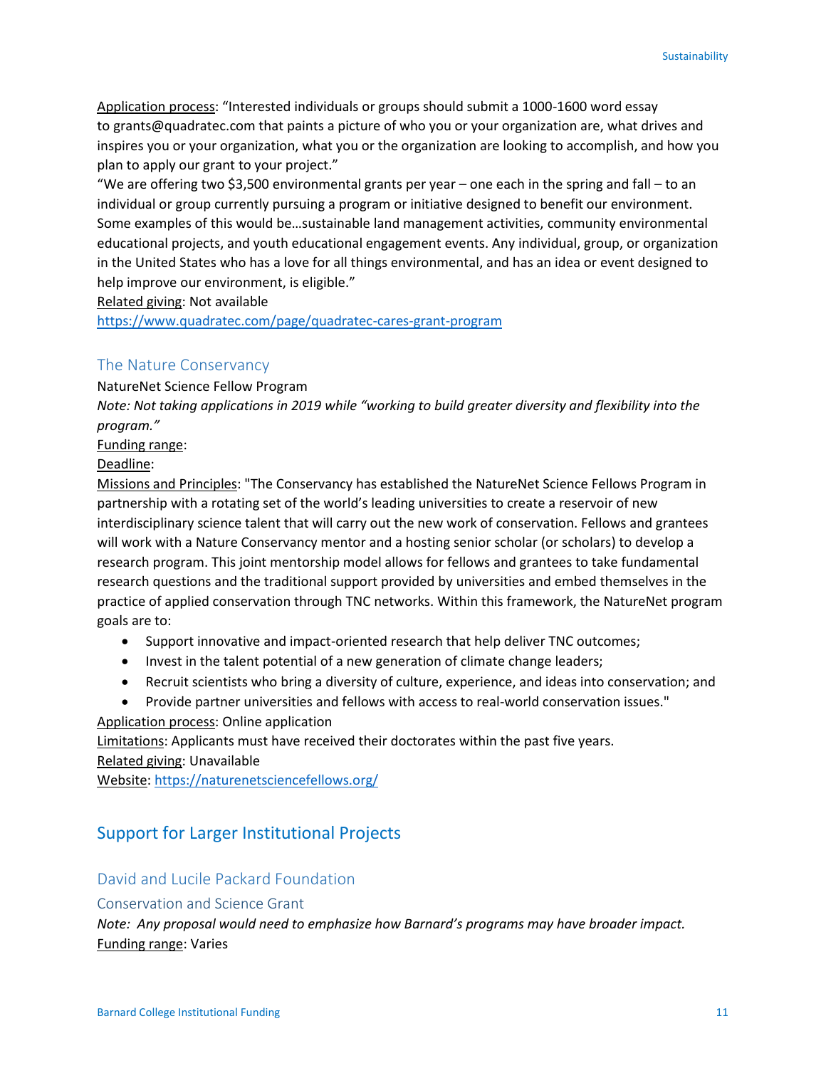Application process: “Interested individuals or groups should submit a 1000-1600 word essay to grants@quadratec.com that paints a picture of who you or your organization are, what drives and inspires you or your organization, what you or the organization are looking to accomplish, and how you plan to apply our grant to your project.”

“We are offering two $3,500 environmental grants per year – one each in the spring and fall – to an individual or group currently pursuing a program or initiative designed to benefit our environment. Some examples of this would be…sustainable land management activities, community environmental educational projects, and youth educational engagement events. Any individual, group, or organization in the United States who has a love for all things environmental, and has an idea or event designed to help improve our environment, is eligible.”

Related giving: Not available

https://www.quadratec.com/page/quadratec-cares-grant-program

### The Nature Conservancy

NatureNet Science Fellow Program

*Note: Not taking applications in 2019 while “working to build greater diversity and flexibility into the program.”*

Funding range:

Deadline:

Missions and Principles: "The Conservancy has established the NatureNet Science Fellows Program in partnership with a rotating set of the world’s leading universities to create a reservoir of new interdisciplinary science talent that will carry out the new work of conservation. Fellows and grantees will work with a Nature Conservancy mentor and a hosting senior scholar (or scholars) to develop a research program. This joint mentorship model allows for fellows and grantees to take fundamental research questions and the traditional support provided by universities and embed themselves in the practice of applied conservation through TNC networks. Within this framework, the NatureNet program goals are to:

- Support innovative and impact-oriented research that help deliver TNC outcomes;
- Invest in the talent potential of a new generation of climate change leaders;
- Recruit scientists who bring a diversity of culture, experience, and ideas into conservation; and
- Provide partner universities and fellows with access to real-world conservation issues."

Application process: Online application

Limitations: Applicants must have received their doctorates within the past five years.

Related giving: Unavailable

Website: https://naturenetsciencefellows.org/

## Support for Larger Institutional Projects

### David and Lucile Packard Foundation

#### Conservation and Science Grant

*Note: Any proposal would need to emphasize how Barnard’s programs may have broader impact.*

Funding range: Varies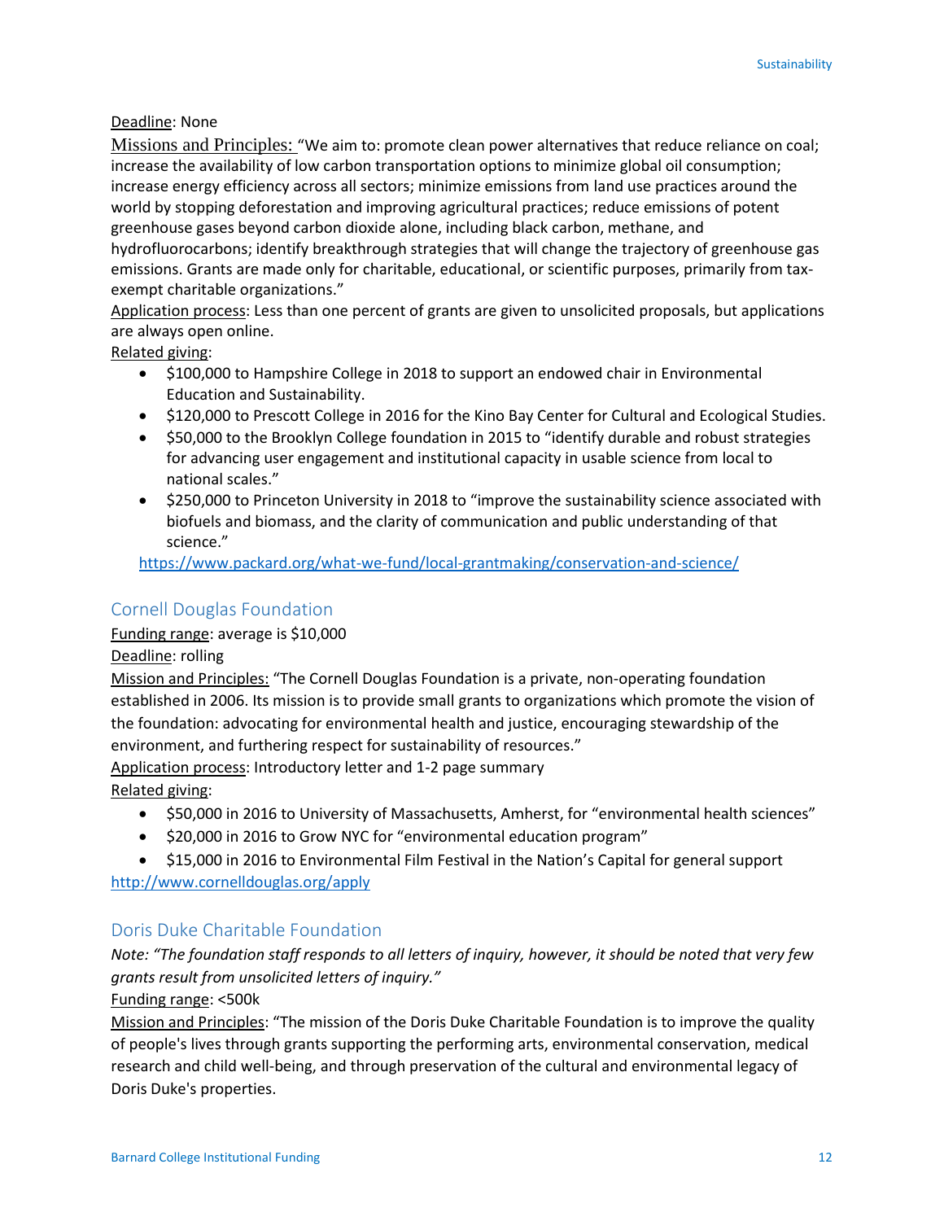Deadline: None

Missions and Principles: "We aim to: promote clean power alternatives that reduce reliance on coal; increase the availability of low carbon transportation options to minimize global oil consumption; increase energy efficiency across all sectors; minimize emissions from land use practices around the world by stopping deforestation and improving agricultural practices; reduce emissions of potent greenhouse gases beyond carbon dioxide alone, including black carbon, methane, and hydrofluorocarbons; identify breakthrough strategies that will change the trajectory of greenhouse gas emissions. Grants are made only for charitable, educational, or scientific purposes, primarily from tax-exempt charitable organizations."

Application process: Less than one percent of grants are given to unsolicited proposals, but applications are always open online.

Related giving:

- $100,000 to Hampshire College in 2018 to support an endowed chair in Environmental Education and Sustainability.
- $120,000 to Prescott College in 2016 for the Kino Bay Center for Cultural and Ecological Studies.
- $50,000 to the Brooklyn College foundation in 2015 to "identify durable and robust strategies for advancing user engagement and institutional capacity in usable science from local to national scales."
- $250,000 to Princeton University in 2018 to "improve the sustainability science associated with biofuels and biomass, and the clarity of communication and public understanding of that science."

https://www.packard.org/what-we-fund/local-grantmaking/conservation-and-science/

## Cornell Douglas Foundation

Funding range: average is $10,000

Deadline: rolling

Mission and Principles: "The Cornell Douglas Foundation is a private, non-operating foundation established in 2006. Its mission is to provide small grants to organizations which promote the vision of the foundation: advocating for environmental health and justice, encouraging stewardship of the environment, and furthering respect for sustainability of resources."

Application process: Introductory letter and 1-2 page summary

Related giving:

- $50,000 in 2016 to University of Massachusetts, Amherst, for "environmental health sciences"
- $20,000 in 2016 to Grow NYC for "environmental education program"
- $15,000 in 2016 to Environmental Film Festival in the Nation's Capital for general support

http://www.cornelldouglas.org/apply

## Doris Duke Charitable Foundation

*Note: "The foundation staff responds to all letters of inquiry, however, it should be noted that very few grants result from unsolicited letters of inquiry."*

Funding range: <500k

Mission and Principles: "The mission of the Doris Duke Charitable Foundation is to improve the quality of people's lives through grants supporting the performing arts, environmental conservation, medical research and child well-being, and through preservation of the cultural and environmental legacy of Doris Duke's properties.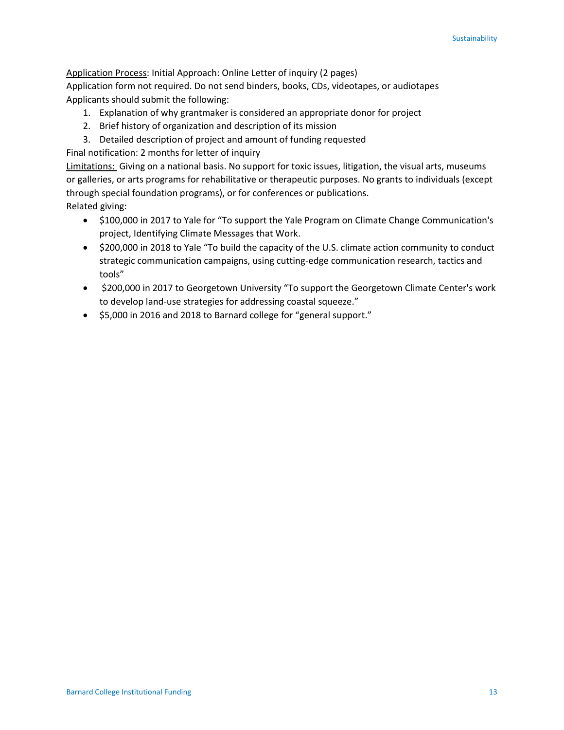Application Process: Initial Approach: Online Letter of inquiry (2 pages)

Application form not required. Do not send binders, books, CDs, videotapes, or audiotapes

Applicants should submit the following:

1. Explanation of why grantmaker is considered an appropriate donor for project
2. Brief history of organization and description of its mission
3. Detailed description of project and amount of funding requested

Final notification: 2 months for letter of inquiry

Limitations: Giving on a national basis. No support for toxic issues, litigation, the visual arts, museums or galleries, or arts programs for rehabilitative or therapeutic purposes. No grants to individuals (except through special foundation programs), or for conferences or publications.

Related giving:

- $100,000 in 2017 to Yale for "To support the Yale Program on Climate Change Communication's project, Identifying Climate Messages that Work.
- $200,000 in 2018 to Yale "To build the capacity of the U.S. climate action community to conduct strategic communication campaigns, using cutting-edge communication research, tactics and tools"
- $200,000 in 2017 to Georgetown University "To support the Georgetown Climate Center's work to develop land-use strategies for addressing coastal squeeze."
- $5,000 in 2016 and 2018 to Barnard college for "general support."